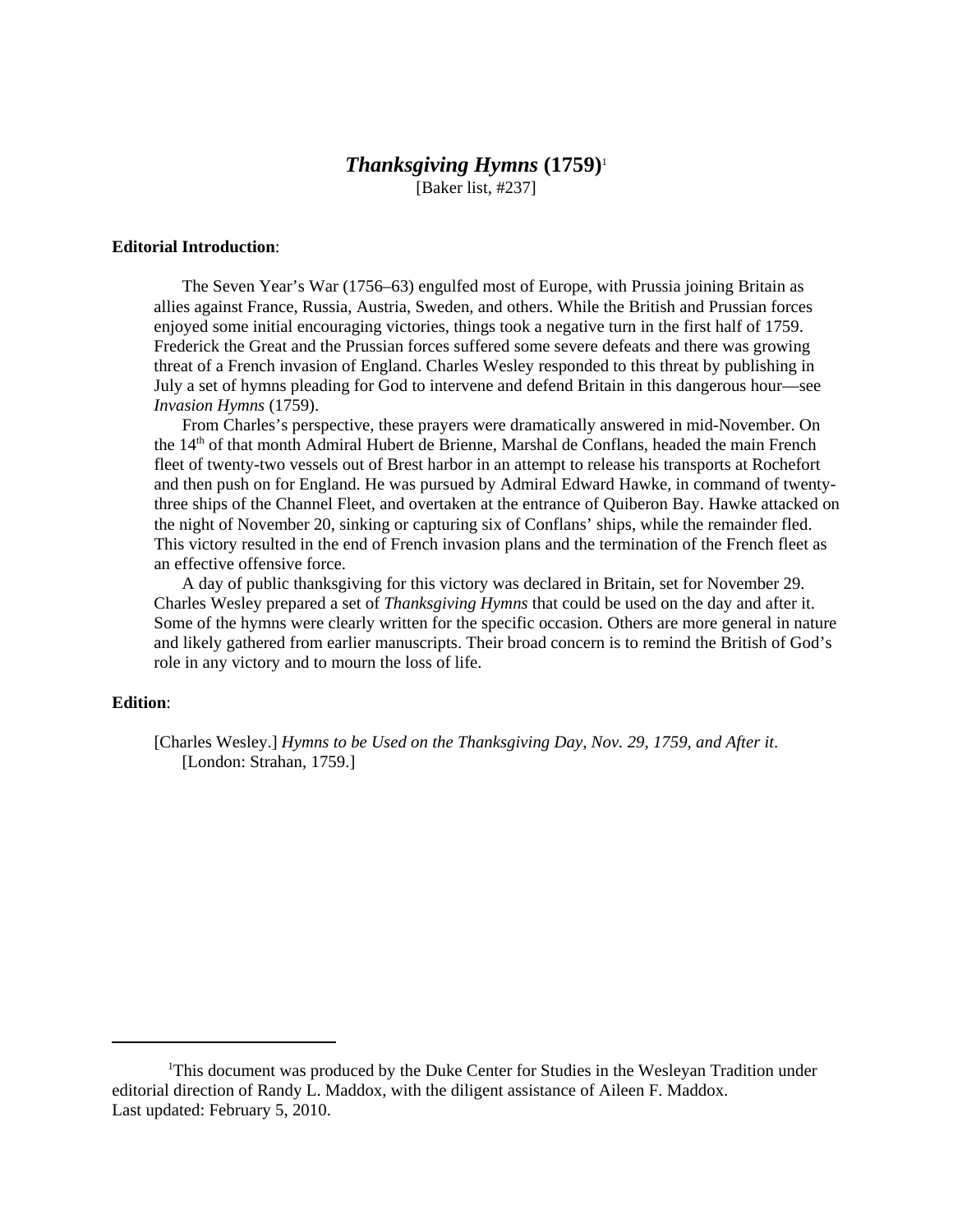# *Thanksgiving Hymns* (1759)[1]

[Baker list, #237]

**Editorial Introduction**:

The Seven Year's War (1756–63) engulfed most of Europe, with Prussia joining Britain as allies against France, Russia, Austria, Sweden, and others. While the British and Prussian forces enjoyed some initial encouraging victories, things took a negative turn in the first half of 1759. Frederick the Great and the Prussian forces suffered some severe defeats and there was growing threat of a French invasion of England. Charles Wesley responded to this threat by publishing in July a set of hymns pleading for God to intervene and defend Britain in this dangerous hour—see *Invasion Hymns* (1759).

From Charles's perspective, these prayers were dramatically answered in mid-November. On the 14th of that month Admiral Hubert de Brienne, Marshal de Conflans, headed the main French fleet of twenty-two vessels out of Brest harbor in an attempt to release his transports at Rochefort and then push on for England. He was pursued by Admiral Edward Hawke, in command of twenty-three ships of the Channel Fleet, and overtaken at the entrance of Quiberon Bay. Hawke attacked on the night of November 20, sinking or capturing six of Conflans' ships, while the remainder fled. This victory resulted in the end of French invasion plans and the termination of the French fleet as an effective offensive force.

A day of public thanksgiving for this victory was declared in Britain, set for November 29. Charles Wesley prepared a set of *Thanksgiving Hymns* that could be used on the day and after it. Some of the hymns were clearly written for the specific occasion. Others are more general in nature and likely gathered from earlier manuscripts. Their broad concern is to remind the British of God's role in any victory and to mourn the loss of life.

**Edition**:

[Charles Wesley.] *Hymns to be Used on the Thanksgiving Day, Nov. 29, 1759, and After it*. [London: Strahan, 1759.]

---

[1] This document was produced by the Duke Center for Studies in the Wesleyan Tradition under editorial direction of Randy L. Maddox, with the diligent assistance of Aileen F. Maddox. Last updated: February 5, 2010.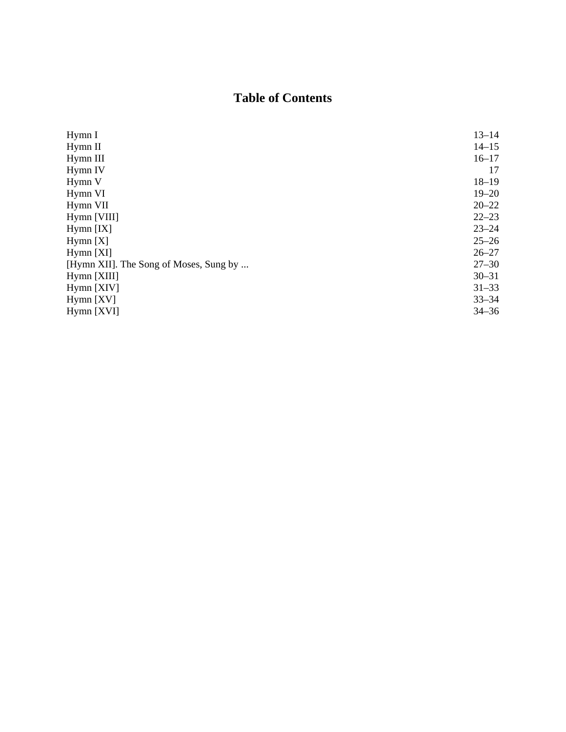# Table of Contents

| | |
|---|---|
| Hymn I | 13–14 |
| Hymn II | 14–15 |
| Hymn III | 16–17 |
| Hymn IV | 17 |
| Hymn V | 18–19 |
| Hymn VI | 19–20 |
| Hymn VII | 20–22 |
| Hymn [VIII] | 22–23 |
| Hymn [IX] | 23–24 |
| Hymn [X] | 25–26 |
| Hymn [XI] | 26–27 |
| [Hymn XII]. The Song of Moses, Sung by ... | 27–30 |
| Hymn [XIII] | 30–31 |
| Hymn [XIV] | 31–33 |
| Hymn [XV] | 33–34 |
| Hymn [XVI] | 34–36 |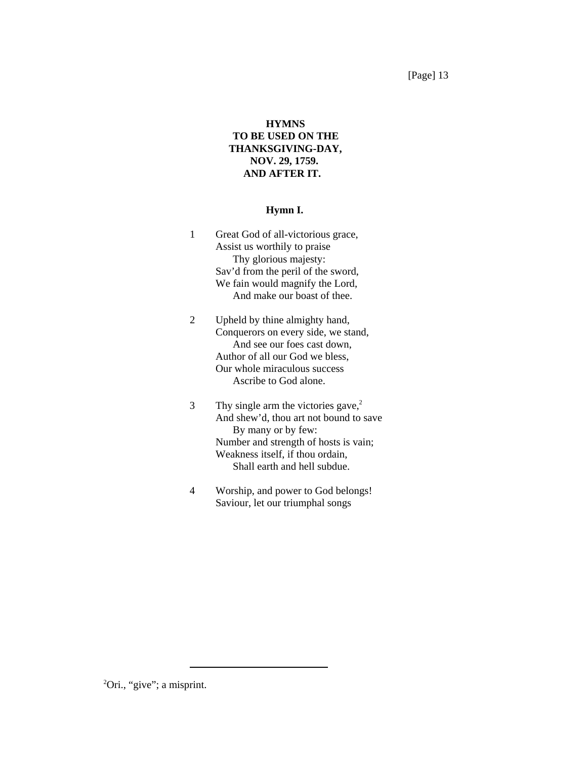# HYMNS TO BE USED ON THE THANKSGIVING-DAY, NOV. 29, 1759. AND AFTER IT.

## Hymn I.

1 Great God of all-victorious grace,  
Assist us worthily to praise  
Thy glorious majesty:  
Sav'd from the peril of the sword,  
We fain would magnify the Lord,  
And make our boast of thee.

2 Upheld by thine almighty hand,  
Conquerors on every side, we stand,  
And see our foes cast down,  
Author of all our God we bless,  
Our whole miraculous success  
Ascribe to God alone.

3 Thy single arm the victories gave,[2]  
And shew'd, thou art not bound to save  
By many or by few:  
Number and strength of hosts is vain;  
Weakness itself, if thou ordain,  
Shall earth and hell subdue.

4 Worship, and power to God belongs!  
Saviour, let our triumphal songs

---

[2]Ori., "give"; a misprint.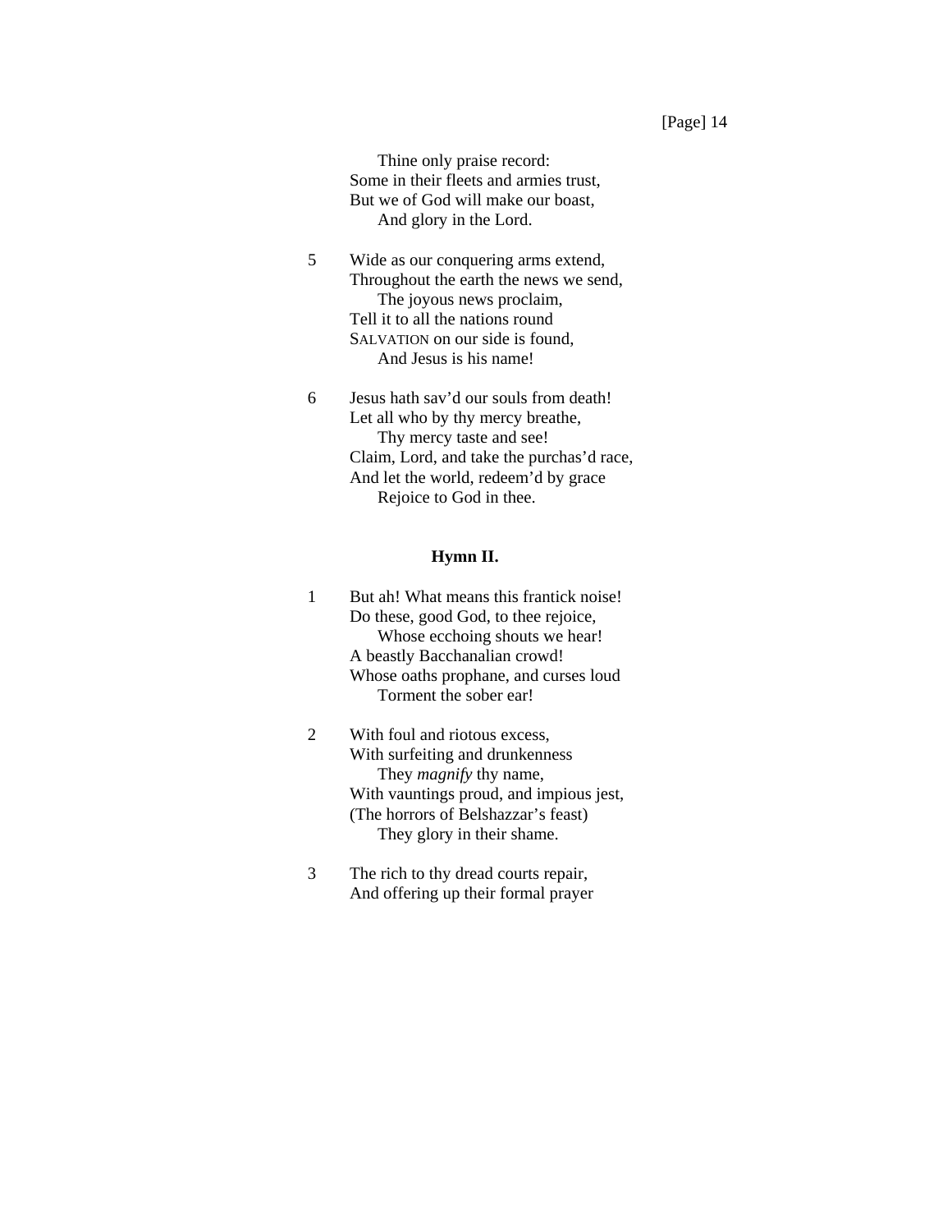Thine only praise record:  
Some in their fleets and armies trust,  
But we of God will make our boast,  
And glory in the Lord.

5 Wide as our conquering arms extend,  
Throughout the earth the news we send,  
The joyous news proclaim,  
Tell it to all the nations round  
SALVATION on our side is found,  
And Jesus is his name!

6 Jesus hath sav'd our souls from death!  
Let all who by thy mercy breathe,  
Thy mercy taste and see!  
Claim, Lord, and take the purchas'd race,  
And let the world, redeem'd by grace  
Rejoice to God in thee.

### Hymn II.

1 But ah! What means this frantick noise!  
Do these, good God, to thee rejoice,  
Whose ecchoing shouts we hear!  
A beastly Bacchanalian crowd!  
Whose oaths prophane, and curses loud  
Torment the sober ear!

2 With foul and riotous excess,  
With surfeiting and drunkenness  
They *magnify* thy name,  
With vauntings proud, and impious jest,  
(The horrors of Belshazzar's feast)  
They glory in their shame.

3 The rich to thy dread courts repair,  
And offering up their formal prayer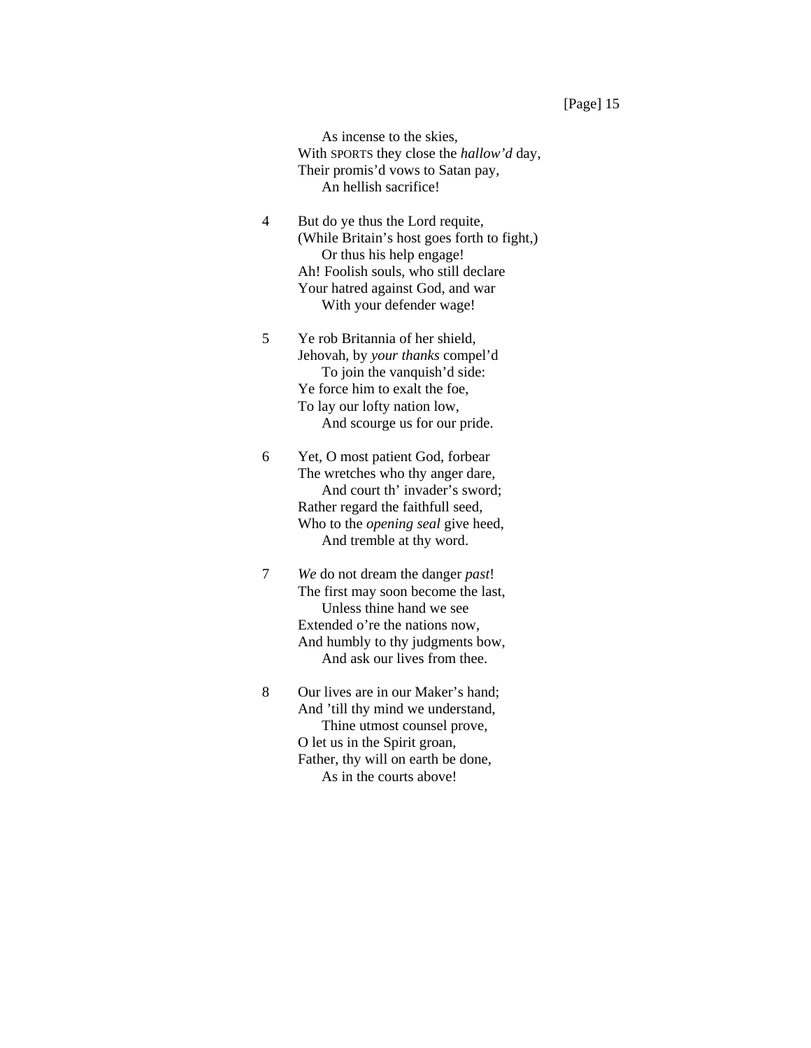As incense to the skies,  
With SPORTS they close the *hallow'd* day,  
Their promis'd vows to Satan pay,  
An hellish sacrifice!

4 But do ye thus the Lord requite,  
(While Britain's host goes forth to fight,)  
Or thus his help engage!  
Ah! Foolish souls, who still declare  
Your hatred against God, and war  
With your defender wage!

5 Ye rob Britannia of her shield,  
Jehovah, by *your thanks* compel'd  
To join the vanquish'd side:  
Ye force him to exalt the foe,  
To lay our lofty nation low,  
And scourge us for our pride.

6 Yet, O most patient God, forbear  
The wretches who thy anger dare,  
And court th' invader's sword;  
Rather regard the faithfull seed,  
Who to the *opening seal* give heed,  
And tremble at thy word.

7 *We* do not dream the danger *past*!  
The first may soon become the last,  
Unless thine hand we see  
Extended o're the nations now,  
And humbly to thy judgments bow,  
And ask our lives from thee.

8 Our lives are in our Maker's hand;  
And 'till thy mind we understand,  
Thine utmost counsel prove,  
O let us in the Spirit groan,  
Father, thy will on earth be done,  
As in the courts above!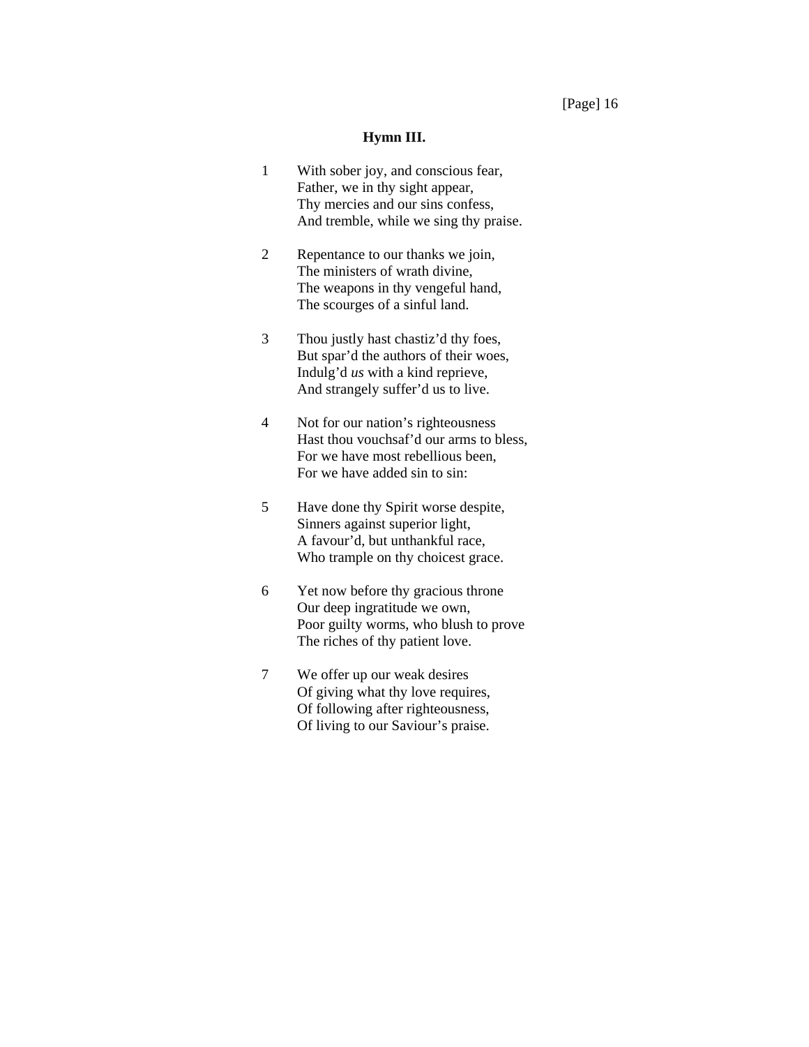### Hymn III.

1 With sober joy, and conscious fear,
Father, we in thy sight appear,
Thy mercies and our sins confess,
And tremble, while we sing thy praise.

2 Repentance to our thanks we join,
The ministers of wrath divine,
The weapons in thy vengeful hand,
The scourges of a sinful land.

3 Thou justly hast chastiz'd thy foes,
But spar'd the authors of their woes,
Indulg'd *us* with a kind reprieve,
And strangely suffer'd us to live.

4 Not for our nation's righteousness
Hast thou vouchsaf'd our arms to bless,
For we have most rebellious been,
For we have added sin to sin:

5 Have done thy Spirit worse despite,
Sinners against superior light,
A favour'd, but unthankful race,
Who trample on thy choicest grace.

6 Yet now before thy gracious throne
Our deep ingratitude we own,
Poor guilty worms, who blush to prove
The riches of thy patient love.

7 We offer up our weak desires
Of giving what thy love requires,
Of following after righteousness,
Of living to our Saviour's praise.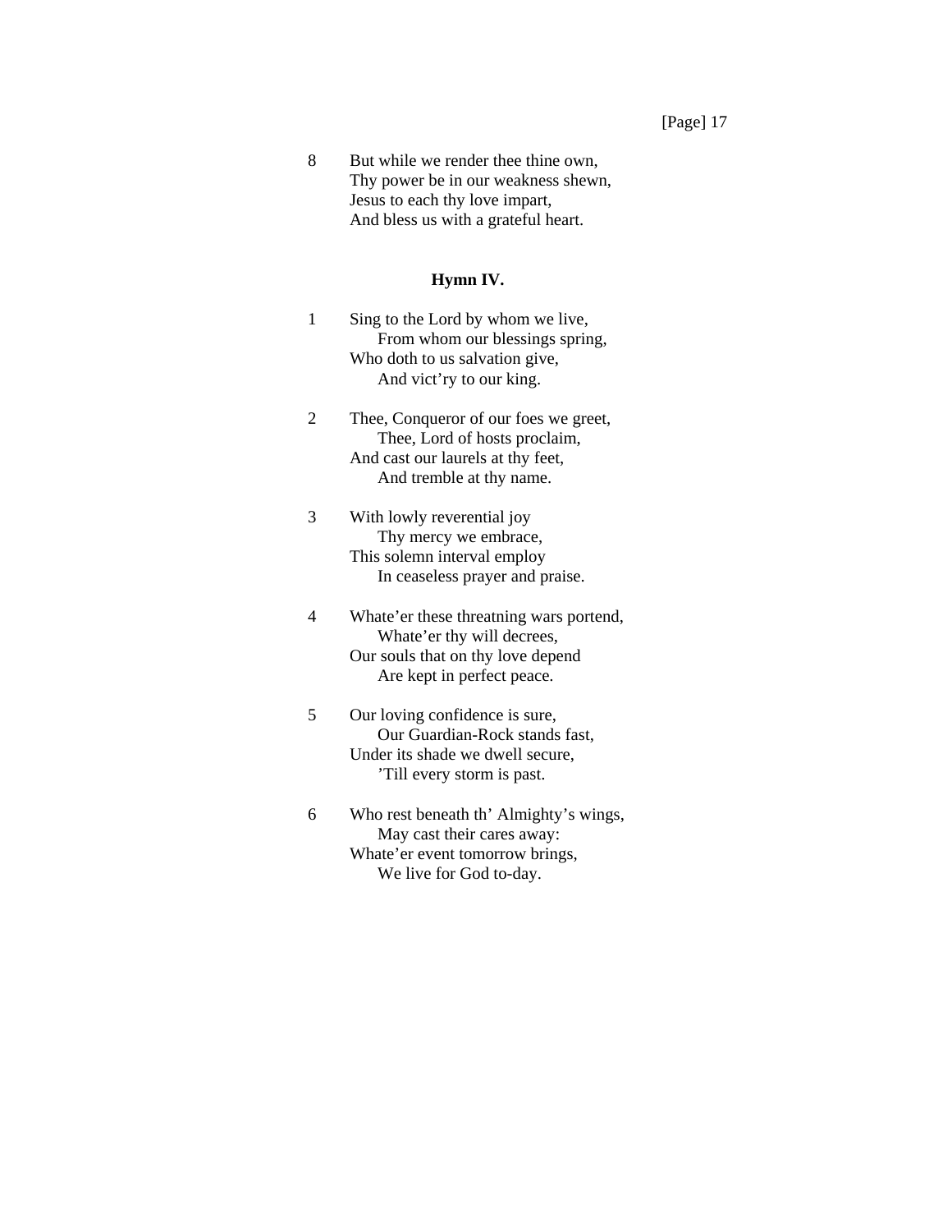8 But while we render thee thine own,
Thy power be in our weakness shewn,
Jesus to each thy love impart,
And bless us with a grateful heart.

### Hymn IV.

1 Sing to the Lord by whom we live,
  From whom our blessings spring,
Who doth to us salvation give,
  And vict'ry to our king.

2 Thee, Conqueror of our foes we greet,
  Thee, Lord of hosts proclaim,
And cast our laurels at thy feet,
  And tremble at thy name.

3 With lowly reverential joy
  Thy mercy we embrace,
This solemn interval employ
  In ceaseless prayer and praise.

4 Whate'er these threatning wars portend,
  Whate'er thy will decrees,
Our souls that on thy love depend
  Are kept in perfect peace.

5 Our loving confidence is sure,
  Our Guardian-Rock stands fast,
Under its shade we dwell secure,
  'Till every storm is past.

6 Who rest beneath th' Almighty's wings,
  May cast their cares away:
Whate'er event tomorrow brings,
  We live for God to-day.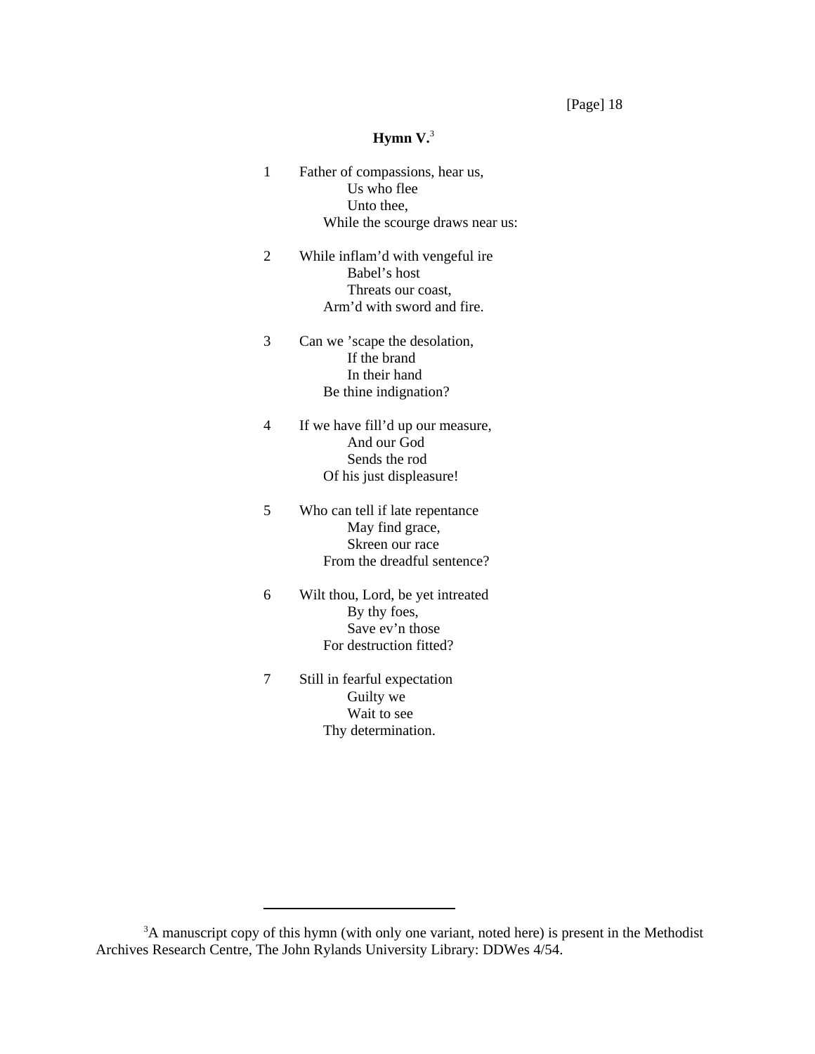[Page] 18

## Hymn V.[3]

1 Father of compassions, hear us,
Us who flee
Unto thee,
While the scourge draws near us:

2 While inflam'd with vengeful ire
Babel's host
Threats our coast,
Arm'd with sword and fire.

3 Can we 'scape the desolation,
If the brand
In their hand
Be thine indignation?

4 If we have fill'd up our measure,
And our God
Sends the rod
Of his just displeasure!

5 Who can tell if late repentance
May find grace,
Skreen our race
From the dreadful sentence?

6 Wilt thou, Lord, be yet intreated
By thy foes,
Save ev'n those
For destruction fitted?

7 Still in fearful expectation
Guilty we
Wait to see
Thy determination.

---

[3]A manuscript copy of this hymn (with only one variant, noted here) is present in the Methodist Archives Research Centre, The John Rylands University Library: DDWes 4/54.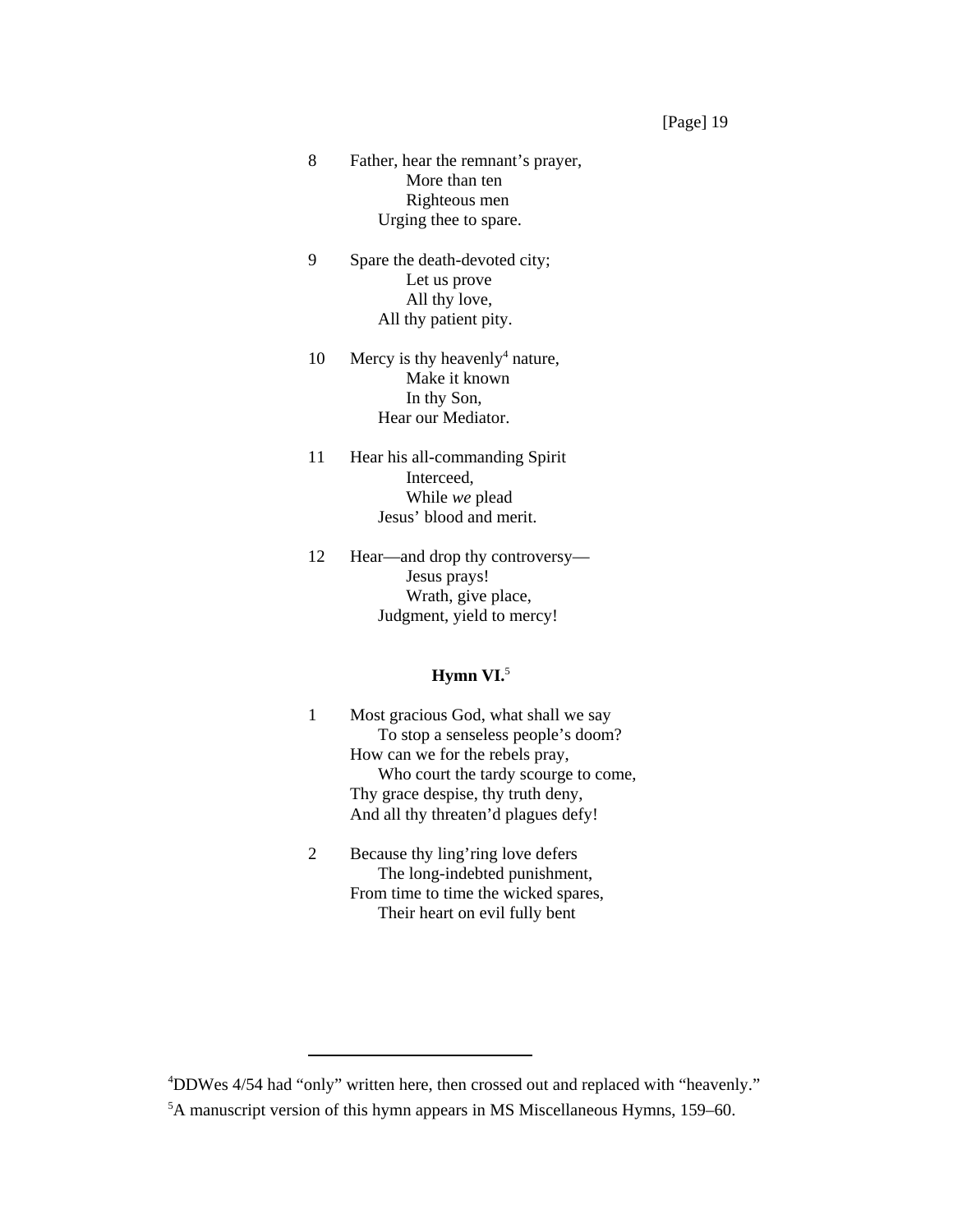8 Father, hear the remnant's prayer,
More than ten
Righteous men
Urging thee to spare.

9 Spare the death-devoted city;
Let us prove
All thy love,
All thy patient pity.

10 Mercy is thy heavenly[4] nature,
Make it known
In thy Son,
Hear our Mediator.

11 Hear his all-commanding Spirit
Interceed,
While *we* plead
Jesus' blood and merit.

12 Hear—and drop thy controversy—
Jesus prays!
Wrath, give place,
Judgment, yield to mercy!

**Hymn VI.**[5]

1 Most gracious God, what shall we say
To stop a senseless people's doom?
How can we for the rebels pray,
Who court the tardy scourge to come,
Thy grace despise, thy truth deny,
And all thy threaten'd plagues defy!

2 Because thy ling'ring love defers
The long-indebted punishment,
From time to time the wicked spares,
Their heart on evil fully bent

---

[4]DDWes 4/54 had "only" written here, then crossed out and replaced with "heavenly."

[5]A manuscript version of this hymn appears in MS Miscellaneous Hymns, 159–60.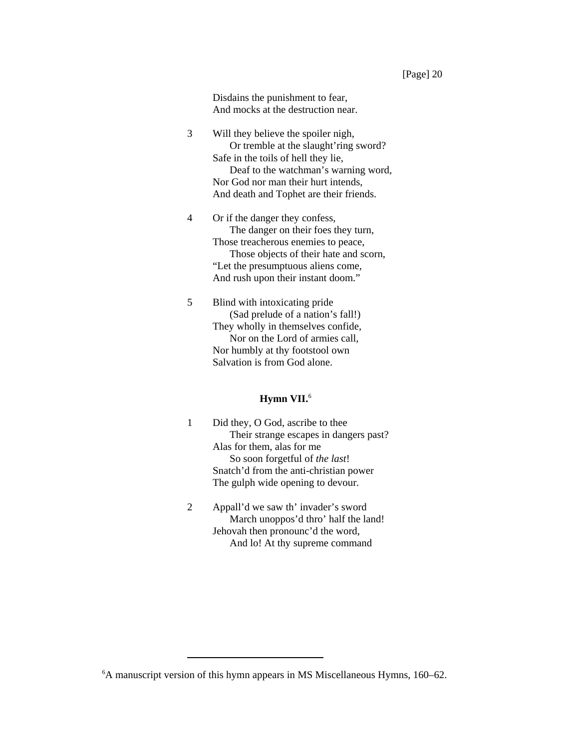Disdains the punishment to fear,  
And mocks at the destruction near.

3 Will they believe the spoiler nigh,  
  Or tremble at the slaught'ring sword?  
Safe in the toils of hell they lie,  
  Deaf to the watchman's warning word,  
Nor God nor man their hurt intends,  
And death and Tophet are their friends.

4 Or if the danger they confess,  
  The danger on their foes they turn,  
Those treacherous enemies to peace,  
  Those objects of their hate and scorn,  
"Let the presumptuous aliens come,  
And rush upon their instant doom."

5 Blind with intoxicating pride  
  (Sad prelude of a nation's fall!)  
They wholly in themselves confide,  
  Nor on the Lord of armies call,  
Nor humbly at thy footstool own  
Salvation is from God alone.

### Hymn VII.[6]

1 Did they, O God, ascribe to thee  
  Their strange escapes in dangers past?  
Alas for them, alas for me  
  So soon forgetful of *the last*!  
Snatch'd from the anti-christian power  
The gulph wide opening to devour.

2 Appall'd we saw th' invader's sword  
  March unoppos'd thro' half the land!  
Jehovah then pronounc'd the word,  
  And lo! At thy supreme command

---

[6]A manuscript version of this hymn appears in MS Miscellaneous Hymns, 160–62.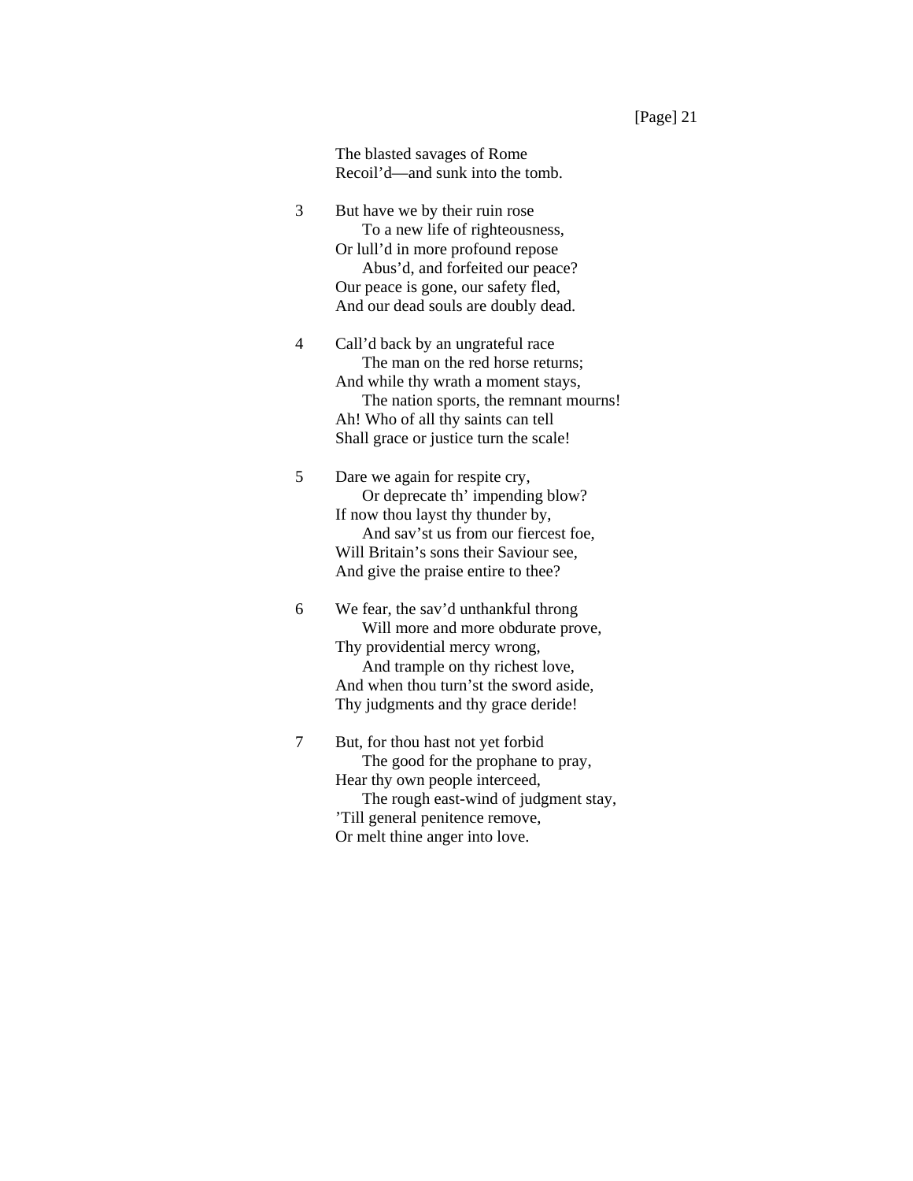The blasted savages of Rome  
Recoil'd—and sunk into the tomb.

3 But have we by their ruin rose  
  To a new life of righteousness,  
Or lull'd in more profound repose  
  Abus'd, and forfeited our peace?  
Our peace is gone, our safety fled,  
And our dead souls are doubly dead.

4 Call'd back by an ungrateful race  
  The man on the red horse returns;  
And while thy wrath a moment stays,  
  The nation sports, the remnant mourns!  
Ah! Who of all thy saints can tell  
Shall grace or justice turn the scale!

5 Dare we again for respite cry,  
  Or deprecate th' impending blow?  
If now thou layst thy thunder by,  
  And sav'st us from our fiercest foe,  
Will Britain's sons their Saviour see,  
And give the praise entire to thee?

6 We fear, the sav'd unthankful throng  
  Will more and more obdurate prove,  
Thy providential mercy wrong,  
  And trample on thy richest love,  
And when thou turn'st the sword aside,  
Thy judgments and thy grace deride!

7 But, for thou hast not yet forbid  
  The good for the prophane to pray,  
Hear thy own people interceed,  
  The rough east-wind of judgment stay,  
'Till general penitence remove,  
Or melt thine anger into love.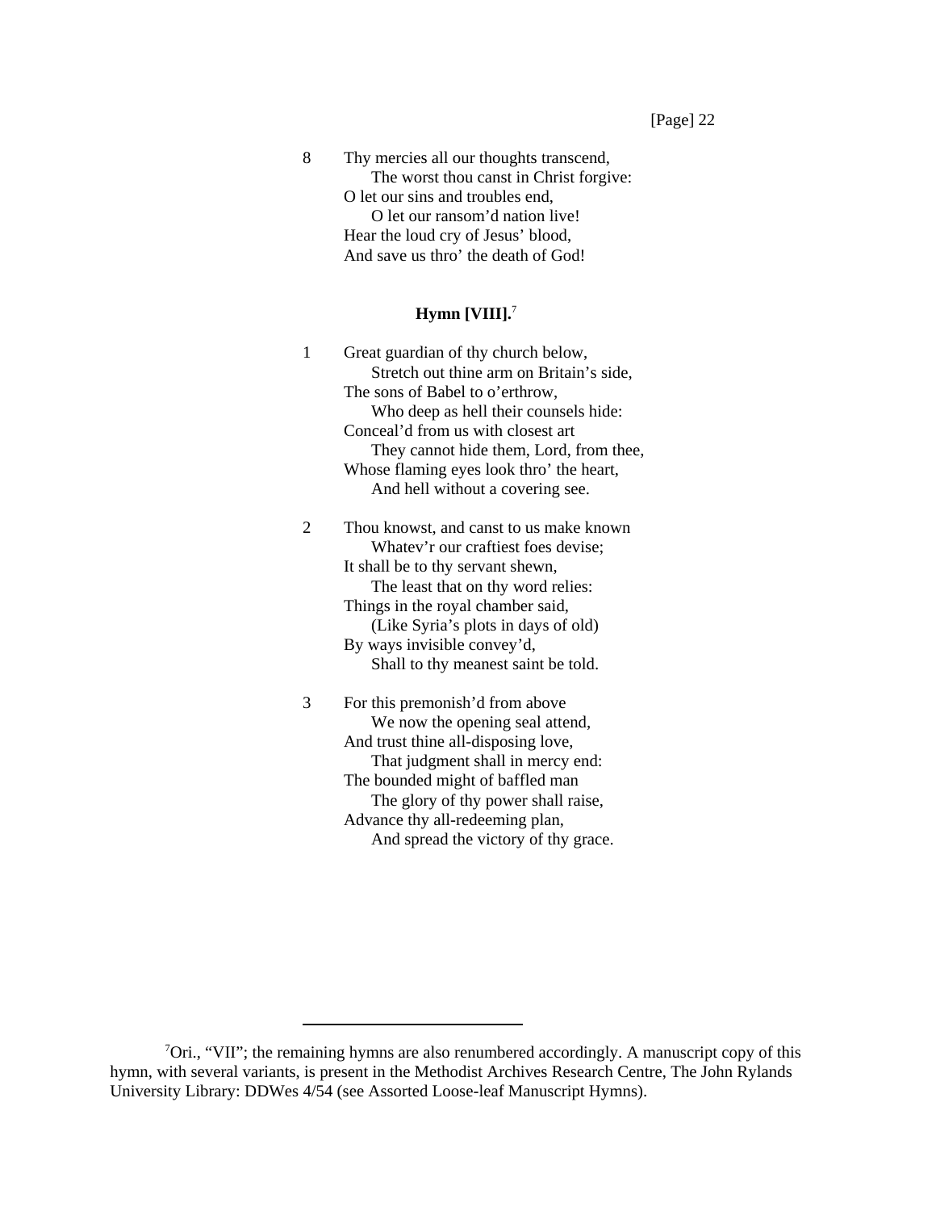8 Thy mercies all our thoughts transcend,
  The worst thou canst in Christ forgive:
O let our sins and troubles end,
  O let our ransom'd nation live!
Hear the loud cry of Jesus' blood,
And save us thro' the death of God!

**Hymn [VIII].**[7]

1 Great guardian of thy church below,
  Stretch out thine arm on Britain's side,
The sons of Babel to o'erthrow,
  Who deep as hell their counsels hide:
Conceal'd from us with closest art
  They cannot hide them, Lord, from thee,
Whose flaming eyes look thro' the heart,
  And hell without a covering see.

2 Thou knowst, and canst to us make known
  Whatev'r our craftiest foes devise;
It shall be to thy servant shewn,
  The least that on thy word relies:
Things in the royal chamber said,
  (Like Syria's plots in days of old)
By ways invisible convey'd,
  Shall to thy meanest saint be told.

3 For this premonish'd from above
  We now the opening seal attend,
And trust thine all-disposing love,
  That judgment shall in mercy end:
The bounded might of baffled man
  The glory of thy power shall raise,
Advance thy all-redeeming plan,
  And spread the victory of thy grace.

---

[7] Ori., "VII"; the remaining hymns are also renumbered accordingly. A manuscript copy of this hymn, with several variants, is present in the Methodist Archives Research Centre, The John Rylands University Library: DDWes 4/54 (see Assorted Loose-leaf Manuscript Hymns).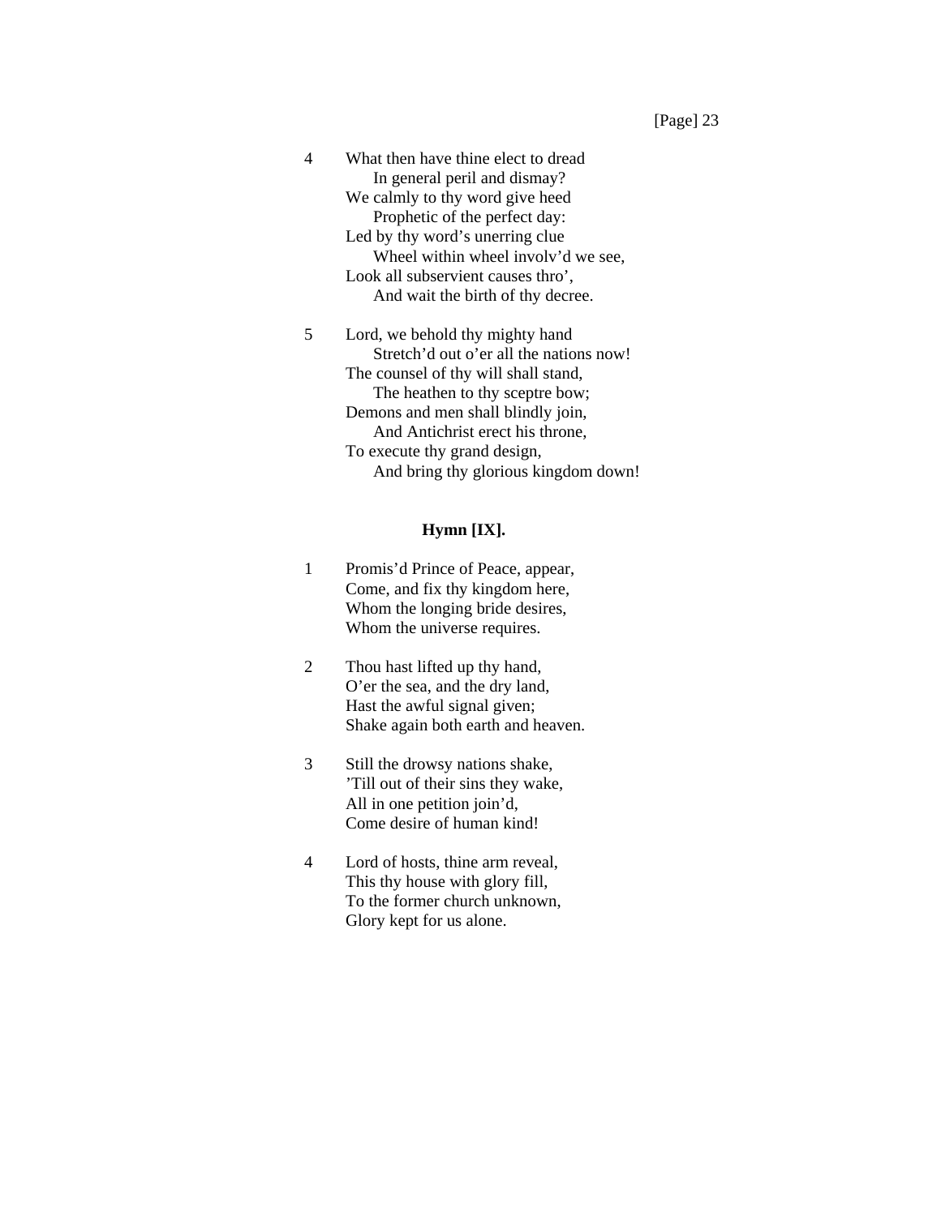4 What then have thine elect to dread
  In general peril and dismay?
We calmly to thy word give heed
  Prophetic of the perfect day:
Led by thy word's unerring clue
  Wheel within wheel involv'd we see,
Look all subservient causes thro',
  And wait the birth of thy decree.

5 Lord, we behold thy mighty hand
  Stretch'd out o'er all the nations now!
The counsel of thy will shall stand,
  The heathen to thy sceptre bow;
Demons and men shall blindly join,
  And Antichrist erect his throne,
To execute thy grand design,
  And bring thy glorious kingdom down!

### Hymn [IX].

1 Promis'd Prince of Peace, appear,
Come, and fix thy kingdom here,
Whom the longing bride desires,
Whom the universe requires.

2 Thou hast lifted up thy hand,
O'er the sea, and the dry land,
Hast the awful signal given;
Shake again both earth and heaven.

3 Still the drowsy nations shake,
'Till out of their sins they wake,
All in one petition join'd,
Come desire of human kind!

4 Lord of hosts, thine arm reveal,
This thy house with glory fill,
To the former church unknown,
Glory kept for us alone.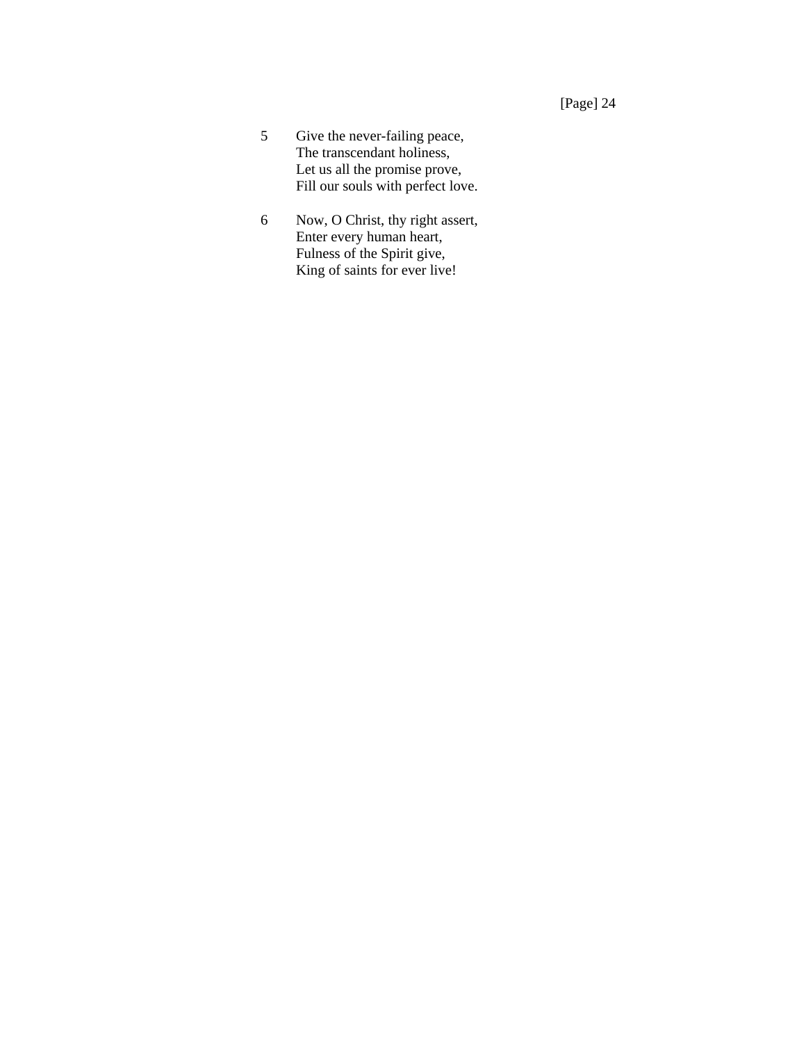5 Give the never-failing peace,
The transcendant holiness,
Let us all the promise prove,
Fill our souls with perfect love.

6 Now, O Christ, thy right assert,
Enter every human heart,
Fulness of the Spirit give,
King of saints for ever live!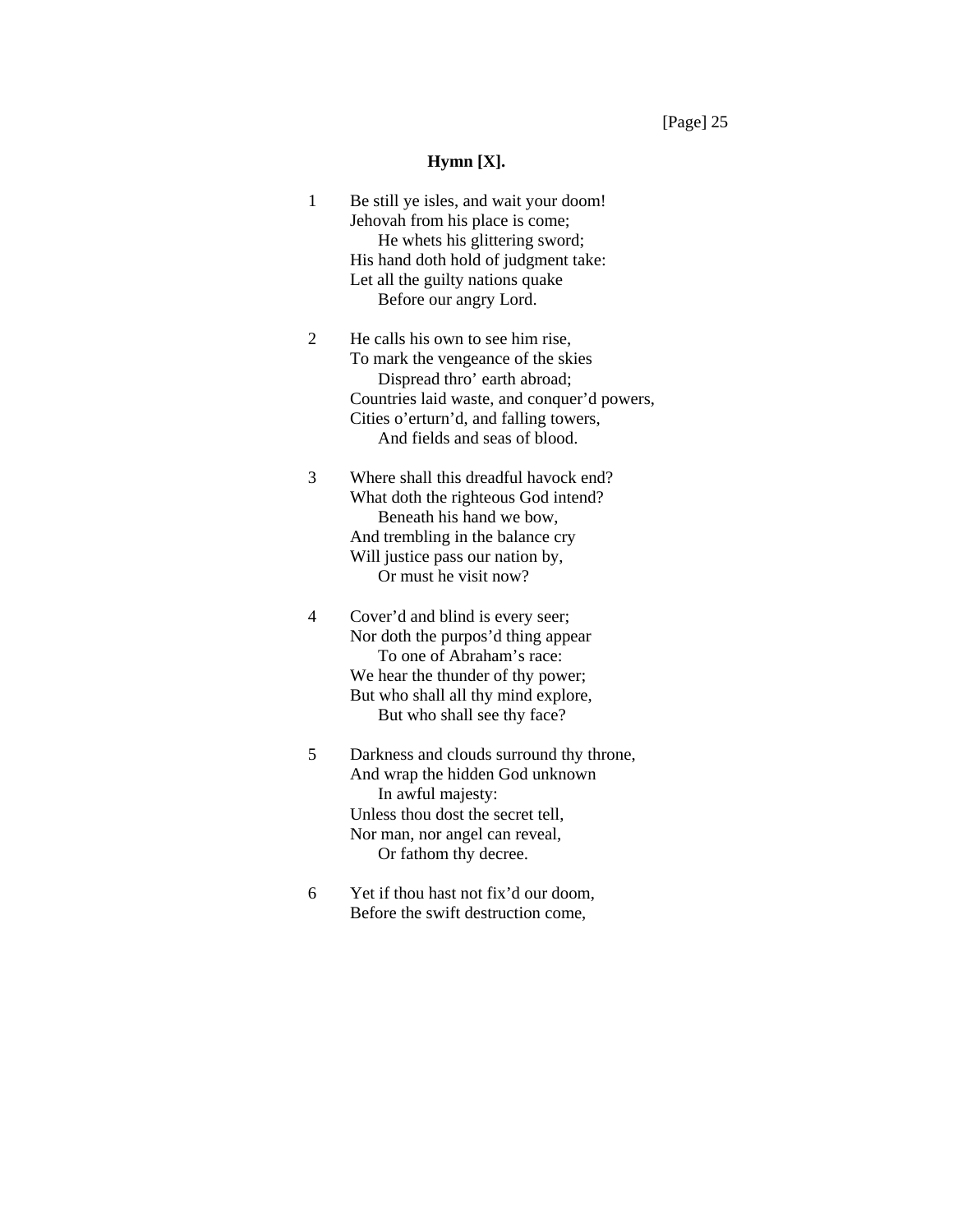### Hymn [X].

1 Be still ye isles, and wait your doom!
Jehovah from his place is come;
He whets his glittering sword;
His hand doth hold of judgment take:
Let all the guilty nations quake
Before our angry Lord.

2 He calls his own to see him rise,
To mark the vengeance of the skies
Dispread thro' earth abroad;
Countries laid waste, and conquer'd powers,
Cities o'erturn'd, and falling towers,
And fields and seas of blood.

3 Where shall this dreadful havock end?
What doth the righteous God intend?
Beneath his hand we bow,
And trembling in the balance cry
Will justice pass our nation by,
Or must he visit now?

4 Cover'd and blind is every seer;
Nor doth the purpos'd thing appear
To one of Abraham's race:
We hear the thunder of thy power;
But who shall all thy mind explore,
But who shall see thy face?

5 Darkness and clouds surround thy throne,
And wrap the hidden God unknown
In awful majesty:
Unless thou dost the secret tell,
Nor man, nor angel can reveal,
Or fathom thy decree.

6 Yet if thou hast not fix'd our doom,
Before the swift destruction come,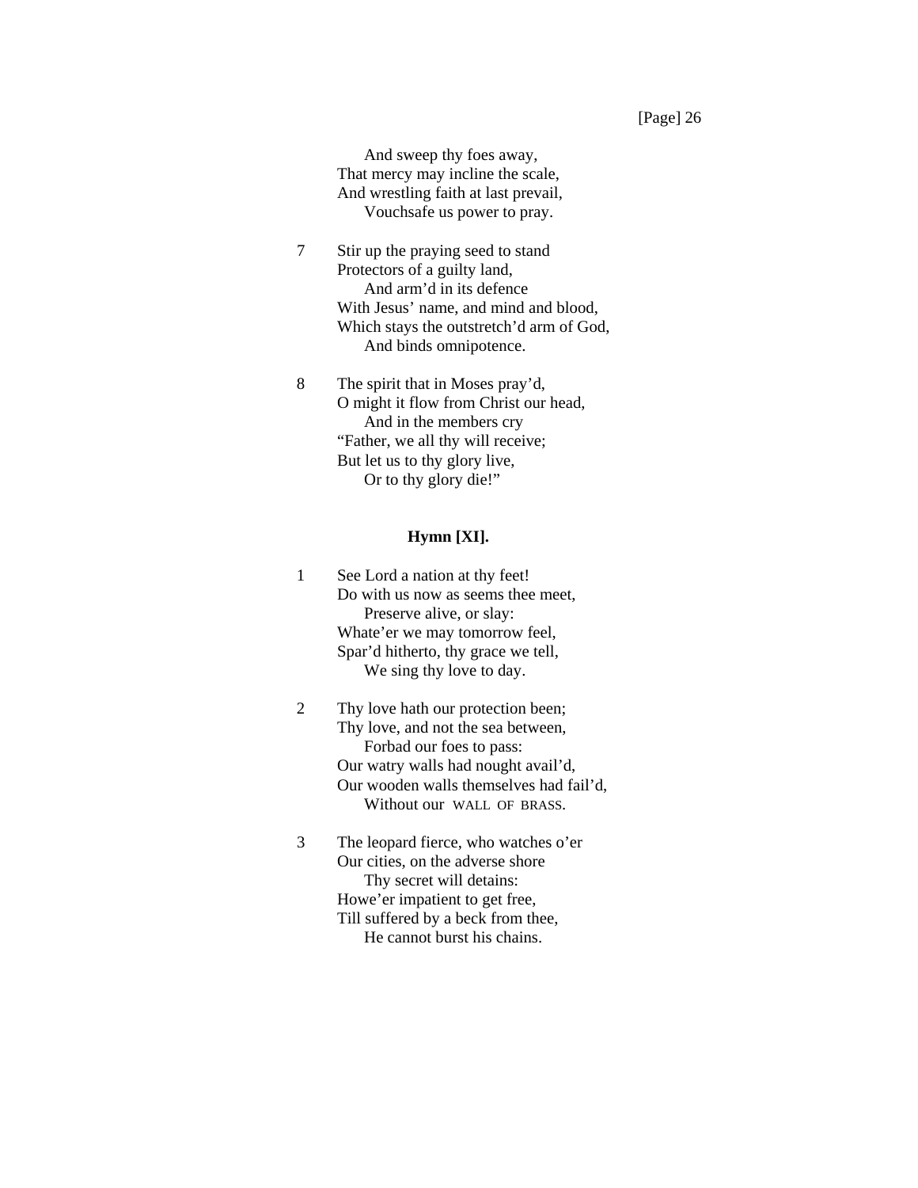And sweep thy foes away,
That mercy may incline the scale,
And wrestling faith at last prevail,
Vouchsafe us power to pray.

7 Stir up the praying seed to stand
Protectors of a guilty land,
And arm'd in its defence
With Jesus' name, and mind and blood,
Which stays the outstretch'd arm of God,
And binds omnipotence.

8 The spirit that in Moses pray'd,
O might it flow from Christ our head,
And in the members cry
"Father, we all thy will receive;
But let us to thy glory live,
Or to thy glory die!"

**Hymn [XI].**

1 See Lord a nation at thy feet!
Do with us now as seems thee meet,
Preserve alive, or slay:
Whate'er we may tomorrow feel,
Spar'd hitherto, thy grace we tell,
We sing thy love to day.

2 Thy love hath our protection been;
Thy love, and not the sea between,
Forbad our foes to pass:
Our watry walls had nought avail'd,
Our wooden walls themselves had fail'd,
Without our WALL OF BRASS.

3 The leopard fierce, who watches o'er
Our cities, on the adverse shore
Thy secret will detains:
Howe'er impatient to get free,
Till suffered by a beck from thee,
He cannot burst his chains.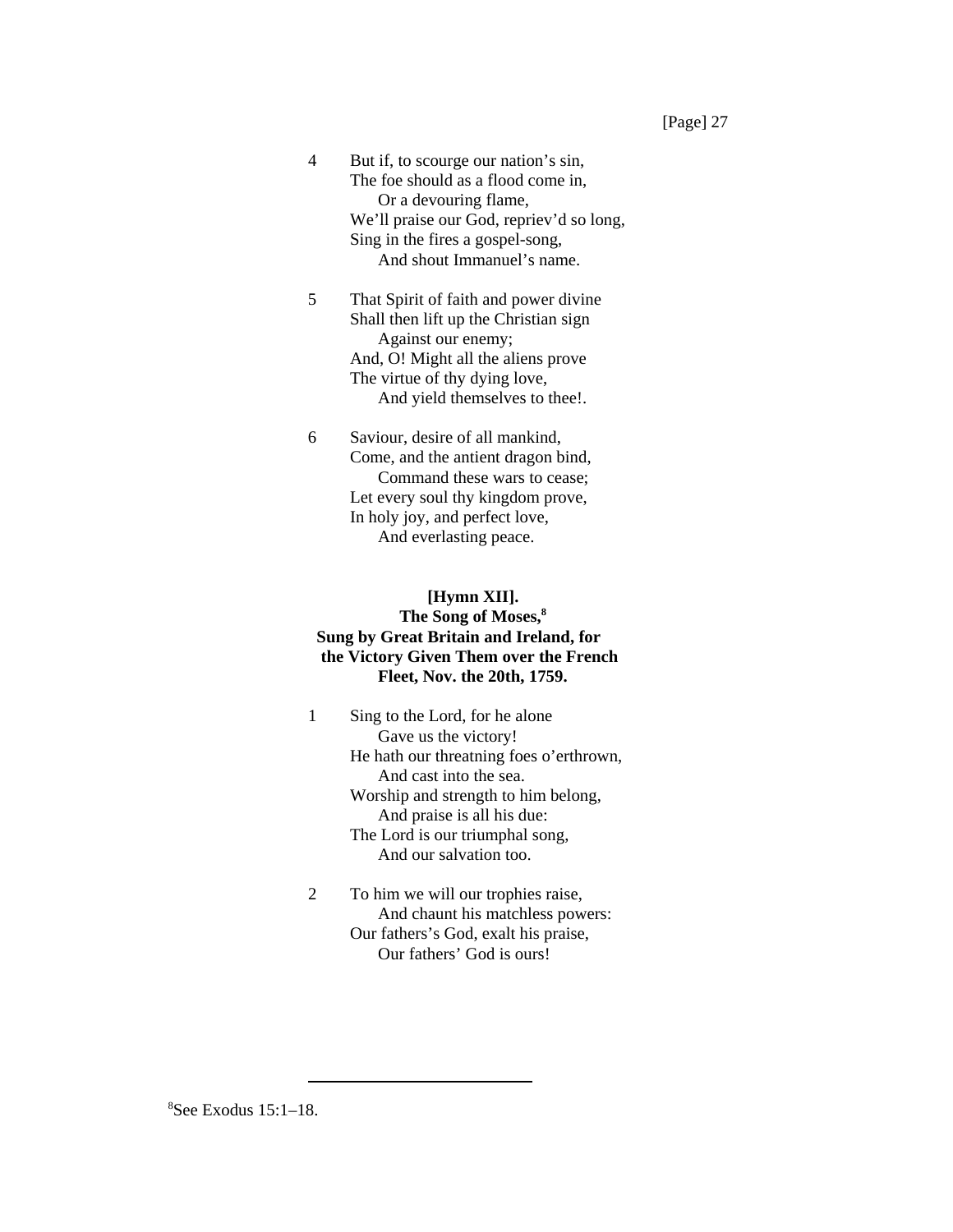4 But if, to scourge our nation's sin,
The foe should as a flood come in,
  Or a devouring flame,
We'll praise our God, repriev'd so long,
Sing in the fires a gospel-song,
  And shout Immanuel's name.

5 That Spirit of faith and power divine
Shall then lift up the Christian sign
  Against our enemy;
And, O! Might all the aliens prove
The virtue of thy dying love,
  And yield themselves to thee!.

6 Saviour, desire of all mankind,
Come, and the antient dragon bind,
  Command these wars to cease;
Let every soul thy kingdom prove,
In holy joy, and perfect love,
  And everlasting peace.

### [Hymn XII].
### The Song of Moses,[8]
### Sung by Great Britain and Ireland, for the Victory Given Them over the French Fleet, Nov. the 20th, 1759.

1 Sing to the Lord, for he alone
  Gave us the victory!
He hath our threatning foes o'erthrown,
  And cast into the sea.
Worship and strength to him belong,
  And praise is all his due:
The Lord is our triumphal song,
  And our salvation too.

2 To him we will our trophies raise,
  And chaunt his matchless powers:
Our fathers's God, exalt his praise,
  Our fathers' God is ours!

---

[8]See Exodus 15:1–18.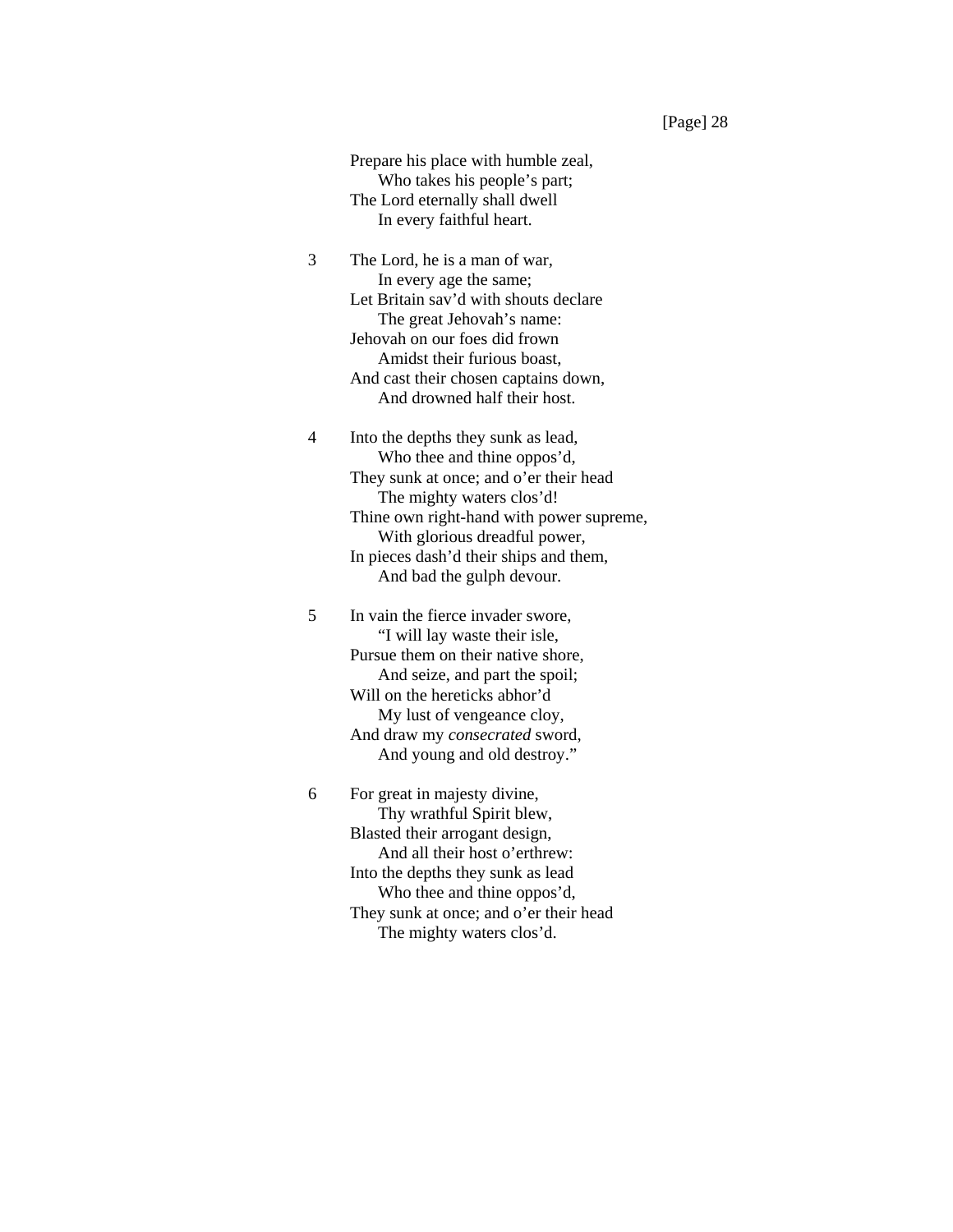Prepare his place with humble zeal,
      Who takes his people's part;
The Lord eternally shall dwell
      In every faithful heart.

3 The Lord, he is a man of war,
      In every age the same;
Let Britain sav'd with shouts declare
      The great Jehovah's name:
Jehovah on our foes did frown
      Amidst their furious boast,
And cast their chosen captains down,
      And drowned half their host.

4 Into the depths they sunk as lead,
      Who thee and thine oppos'd,
They sunk at once; and o'er their head
      The mighty waters clos'd!
Thine own right-hand with power supreme,
      With glorious dreadful power,
In pieces dash'd their ships and them,
      And bad the gulph devour.

5 In vain the fierce invader swore,
      "I will lay waste their isle,
Pursue them on their native shore,
      And seize, and part the spoil;
Will on the hereticks abhor'd
      My lust of vengeance cloy,
And draw my *consecrated* sword,
      And young and old destroy."

6 For great in majesty divine,
      Thy wrathful Spirit blew,
Blasted their arrogant design,
      And all their host o'erthrew:
Into the depths they sunk as lead
      Who thee and thine oppos'd,
They sunk at once; and o'er their head
      The mighty waters clos'd.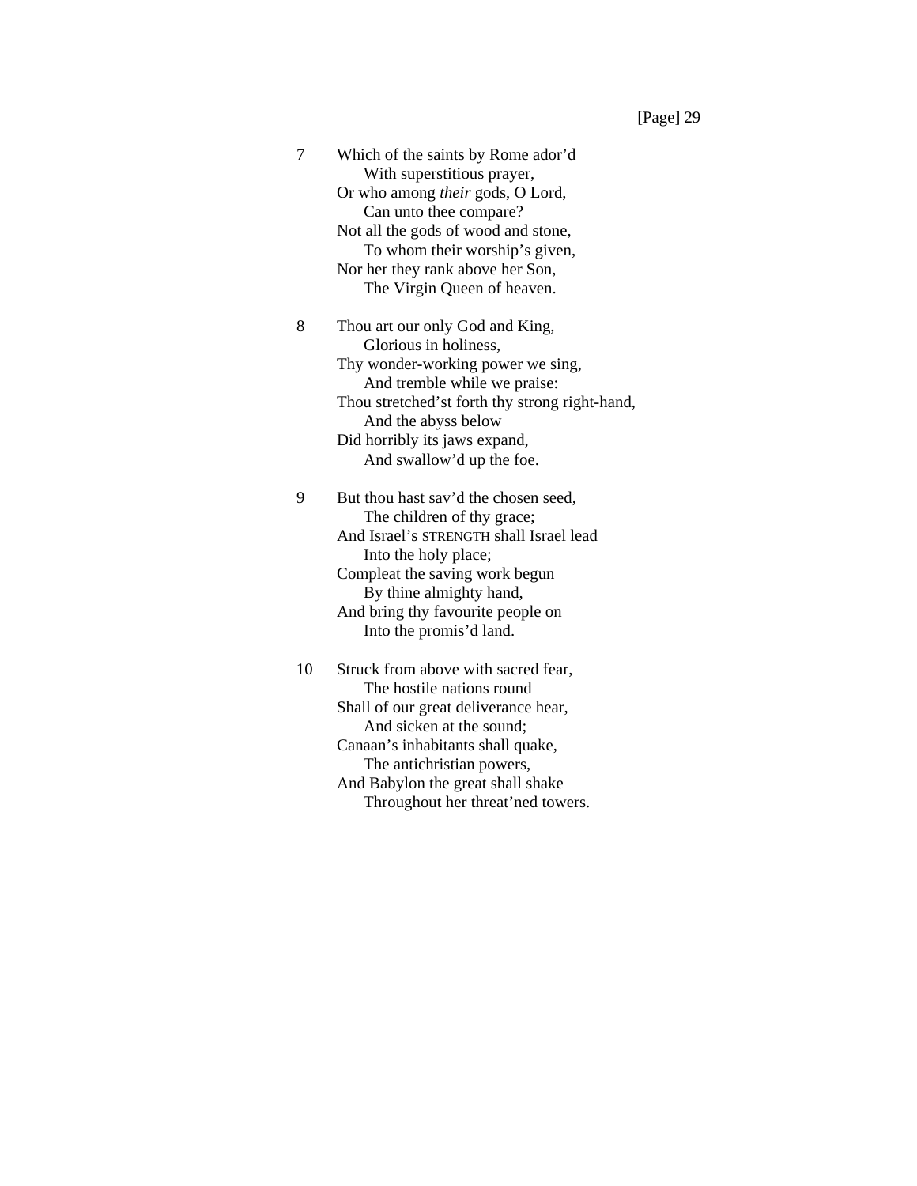7 Which of the saints by Rome ador’d
  With superstitious prayer,
Or who among *their* gods, O Lord,
  Can unto thee compare?
Not all the gods of wood and stone,
  To whom their worship’s given,
Nor her they rank above her Son,
  The Virgin Queen of heaven.

8 Thou art our only God and King,
  Glorious in holiness,
Thy wonder-working power we sing,
  And tremble while we praise:
Thou stretched’st forth thy strong right-hand,
  And the abyss below
Did horribly its jaws expand,
  And swallow’d up the foe.

9 But thou hast sav’d the chosen seed,
  The children of thy grace;
And Israel’s STRENGTH shall Israel lead
  Into the holy place;
Compleat the saving work begun
  By thine almighty hand,
And bring thy favourite people on
  Into the promis’d land.

10 Struck from above with sacred fear,
  The hostile nations round
Shall of our great deliverance hear,
  And sicken at the sound;
Canaan’s inhabitants shall quake,
  The antichristian powers,
And Babylon the great shall shake
  Throughout her threat’ned towers.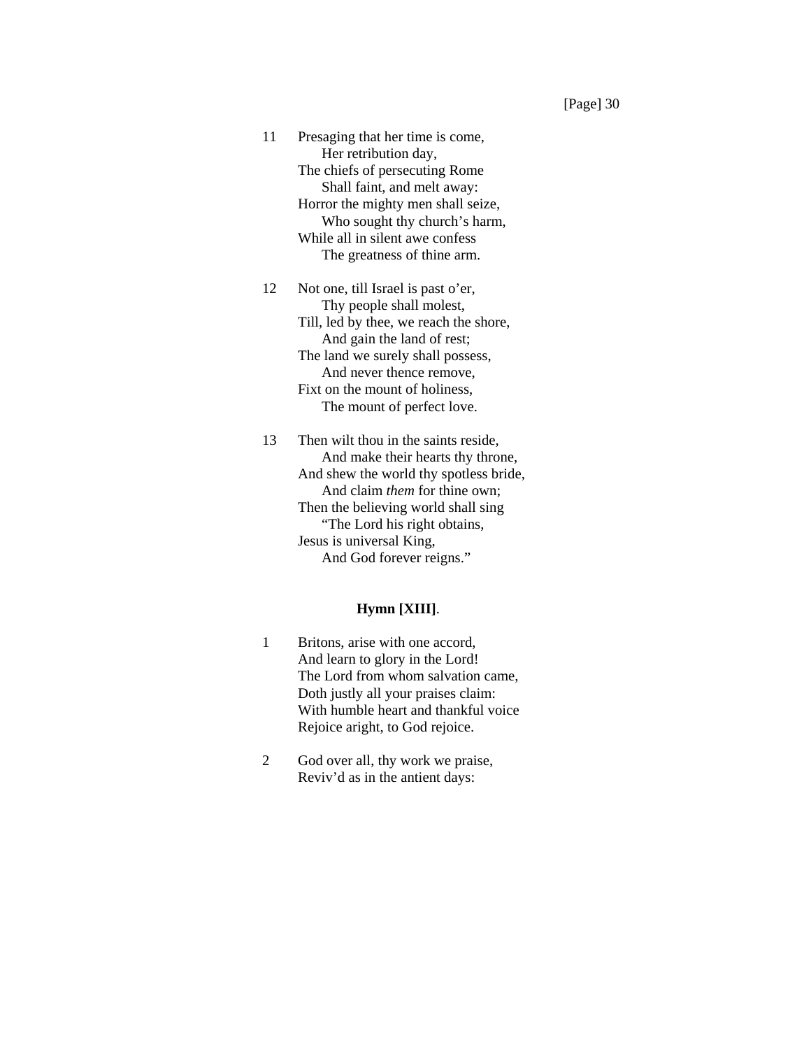11 Presaging that her time is come,
  Her retribution day,
The chiefs of persecuting Rome
  Shall faint, and melt away:
Horror the mighty men shall seize,
  Who sought thy church's harm,
While all in silent awe confess
  The greatness of thine arm.

12 Not one, till Israel is past o'er,
  Thy people shall molest,
Till, led by thee, we reach the shore,
  And gain the land of rest;
The land we surely shall possess,
  And never thence remove,
Fixt on the mount of holiness,
  The mount of perfect love.

13 Then wilt thou in the saints reside,
  And make their hearts thy throne,
And shew the world thy spotless bride,
  And claim *them* for thine own;
Then the believing world shall sing
  "The Lord his right obtains,
Jesus is universal King,
  And God forever reigns."

### **Hymn [XIII]**.

1 Britons, arise with one accord,
And learn to glory in the Lord!
The Lord from whom salvation came,
Doth justly all your praises claim:
With humble heart and thankful voice
Rejoice aright, to God rejoice.

2 God over all, thy work we praise,
Reviv'd as in the antient days: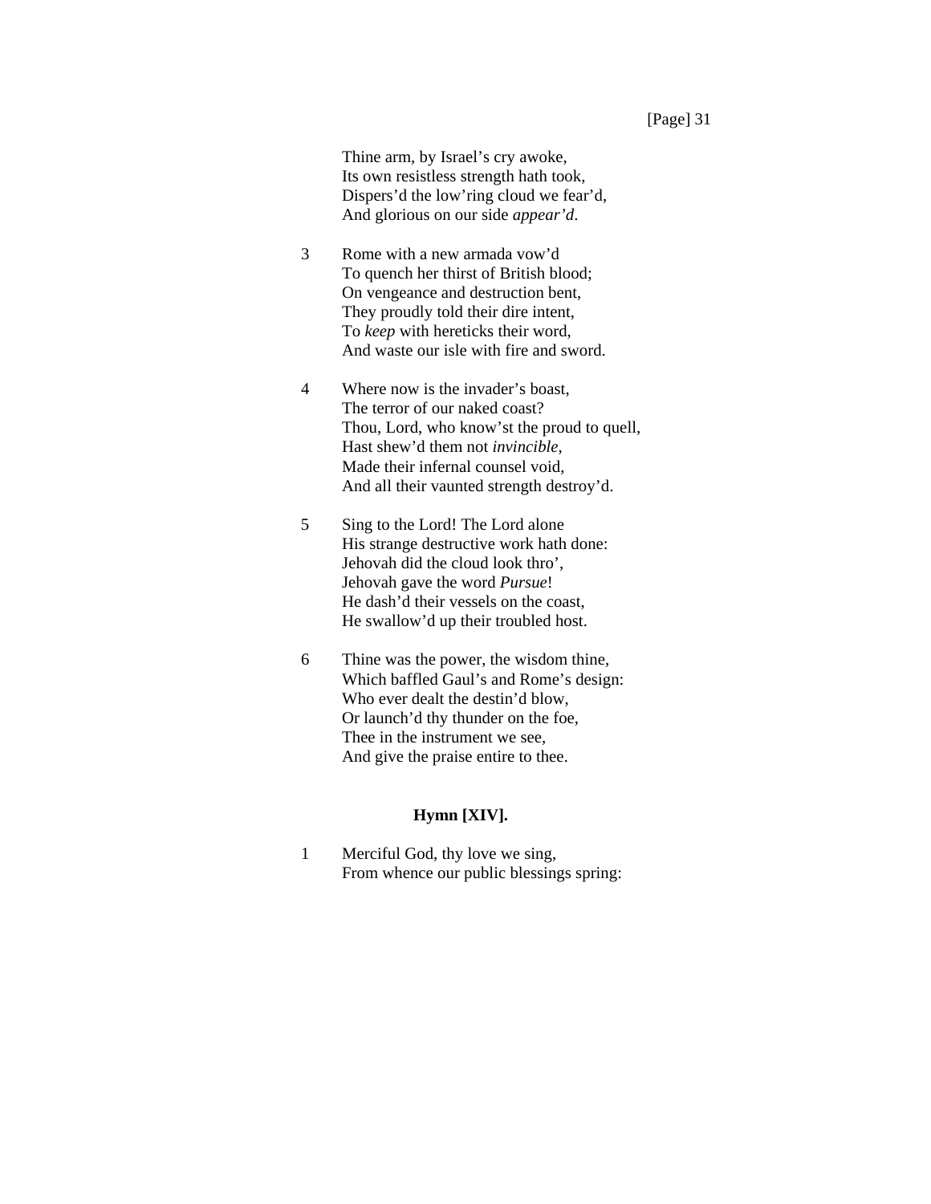Thine arm, by Israel's cry awoke,  
Its own resistless strength hath took,  
Dispers'd the low'ring cloud we fear'd,  
And glorious on our side *appear'd*.

3 Rome with a new armada vow'd  
To quench her thirst of British blood;  
On vengeance and destruction bent,  
They proudly told their dire intent,  
To *keep* with hereticks their word,  
And waste our isle with fire and sword.

4 Where now is the invader's boast,  
The terror of our naked coast?  
Thou, Lord, who know'st the proud to quell,  
Hast shew'd them not *invincible*,  
Made their infernal counsel void,  
And all their vaunted strength destroy'd.

5 Sing to the Lord! The Lord alone  
His strange destructive work hath done:  
Jehovah did the cloud look thro',  
Jehovah gave the word *Pursue*!  
He dash'd their vessels on the coast,  
He swallow'd up their troubled host.

6 Thine was the power, the wisdom thine,  
Which baffled Gaul's and Rome's design:  
Who ever dealt the destin'd blow,  
Or launch'd thy thunder on the foe,  
Thee in the instrument we see,  
And give the praise entire to thee.

### Hymn [XIV].

1 Merciful God, thy love we sing,  
From whence our public blessings spring: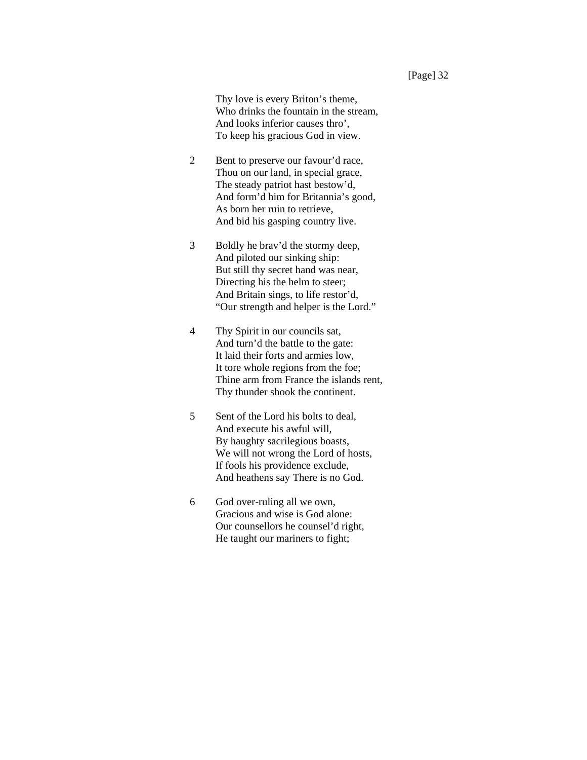Thy love is every Briton's theme,
Who drinks the fountain in the stream,
And looks inferior causes thro',
To keep his gracious God in view.

2 Bent to preserve our favour'd race,
Thou on our land, in special grace,
The steady patriot hast bestow'd,
And form'd him for Britannia's good,
As born her ruin to retrieve,
And bid his gasping country live.

3 Boldly he brav'd the stormy deep,
And piloted our sinking ship:
But still thy secret hand was near,
Directing his the helm to steer;
And Britain sings, to life restor'd,
"Our strength and helper is the Lord."

4 Thy Spirit in our councils sat,
And turn'd the battle to the gate:
It laid their forts and armies low,
It tore whole regions from the foe;
Thine arm from France the islands rent,
Thy thunder shook the continent.

5 Sent of the Lord his bolts to deal,
And execute his awful will,
By haughty sacrilegious boasts,
We will not wrong the Lord of hosts,
If fools his providence exclude,
And heathens say There is no God.

6 God over-ruling all we own,
Gracious and wise is God alone:
Our counsellors he counsel'd right,
He taught our mariners to fight;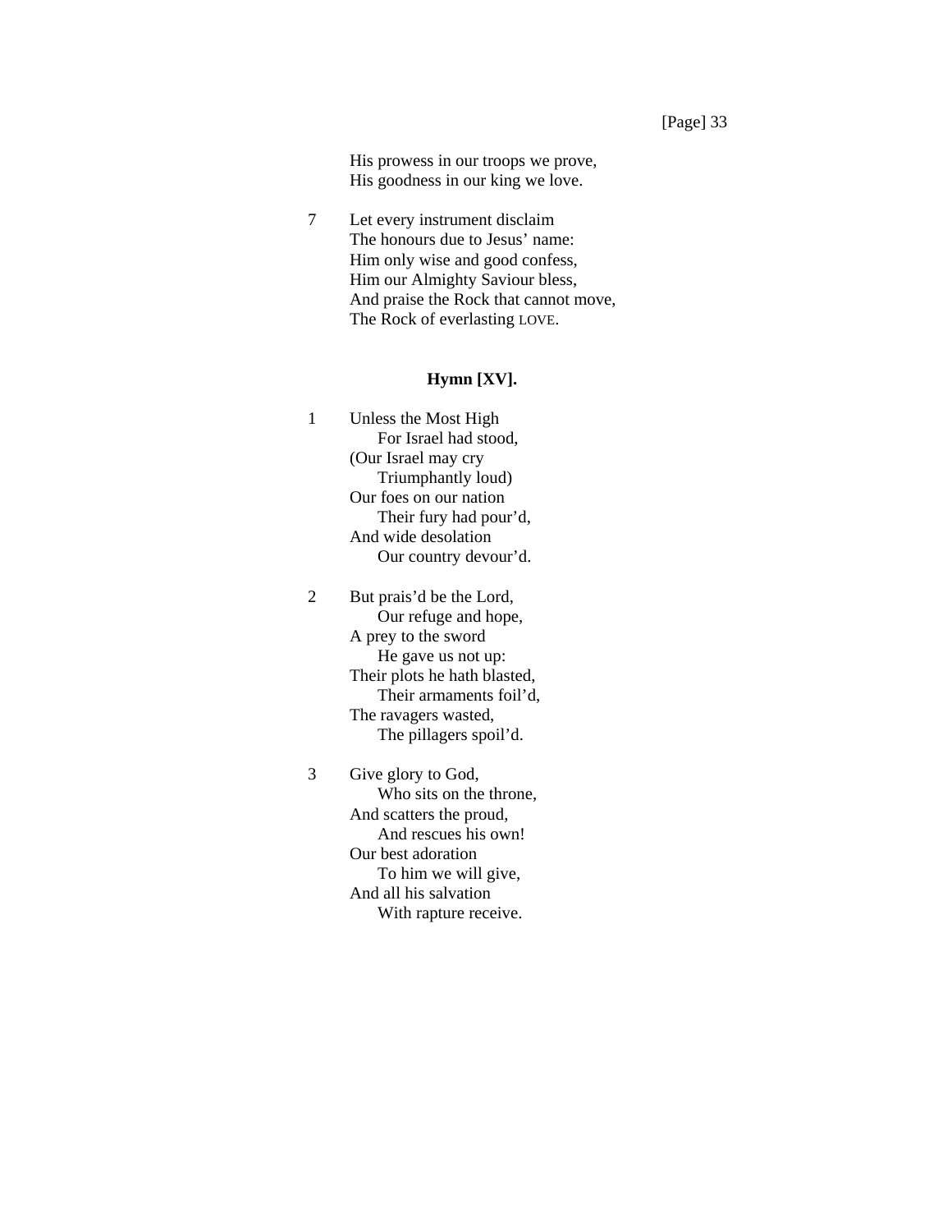His prowess in our troops we prove,  
His goodness in our king we love.

7 Let every instrument disclaim  
The honours due to Jesus' name:  
Him only wise and good confess,  
Him our Almighty Saviour bless,  
And praise the Rock that cannot move,  
The Rock of everlasting LOVE.

### Hymn [XV].

1 Unless the Most High  
  For Israel had stood,  
(Our Israel may cry  
  Triumphantly loud)  
Our foes on our nation  
  Their fury had pour'd,  
And wide desolation  
  Our country devour'd.

2 But prais'd be the Lord,  
  Our refuge and hope,  
A prey to the sword  
  He gave us not up:  
Their plots he hath blasted,  
  Their armaments foil'd,  
The ravagers wasted,  
  The pillagers spoil'd.

3 Give glory to God,  
  Who sits on the throne,  
And scatters the proud,  
  And rescues his own!  
Our best adoration  
  To him we will give,  
And all his salvation  
  With rapture receive.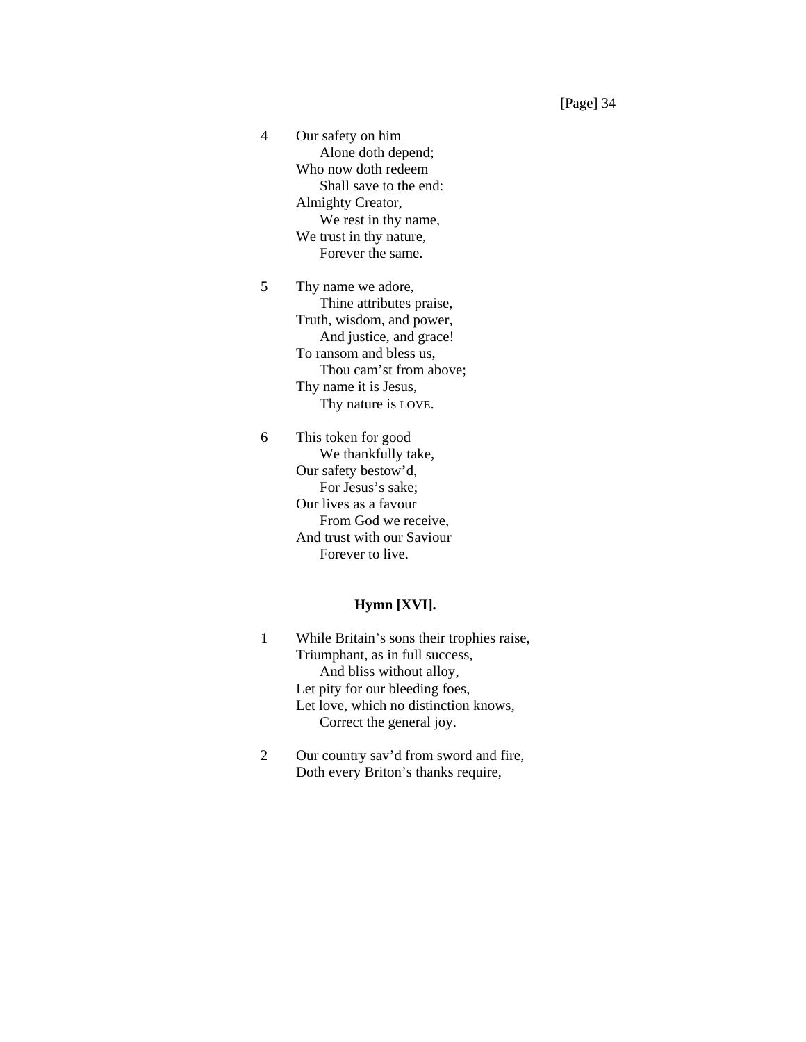4 Our safety on him
  Alone doth depend;
Who now doth redeem
  Shall save to the end:
Almighty Creator,
  We rest in thy name,
We trust in thy nature,
  Forever the same.

5 Thy name we adore,
  Thine attributes praise,
Truth, wisdom, and power,
  And justice, and grace!
To ransom and bless us,
  Thou cam'st from above;
Thy name it is Jesus,
  Thy nature is LOVE.

6 This token for good
  We thankfully take,
Our safety bestow'd,
  For Jesus's sake;
Our lives as a favour
  From God we receive,
And trust with our Saviour
  Forever to live.

### Hymn [XVI].

1 While Britain's sons their trophies raise,
Triumphant, as in full success,
  And bliss without alloy,
Let pity for our bleeding foes,
Let love, which no distinction knows,
  Correct the general joy.

2 Our country sav'd from sword and fire,
Doth every Briton's thanks require,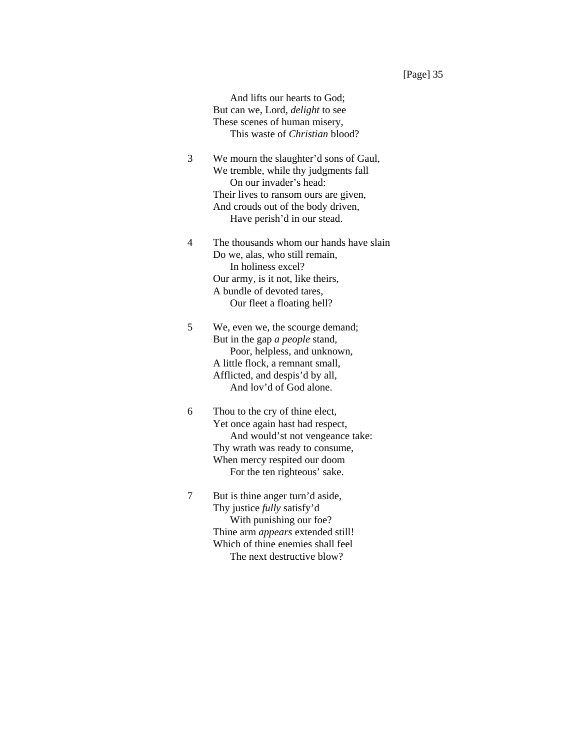And lifts our hearts to God;
But can we, Lord, *delight* to see
These scenes of human misery,
This waste of *Christian* blood?

3 We mourn the slaughter'd sons of Gaul,
We tremble, while thy judgments fall
On our invader's head:
Their lives to ransom ours are given,
And crouds out of the body driven,
Have perish'd in our stead.

4 The thousands whom our hands have slain
Do we, alas, who still remain,
In holiness excel?
Our army, is it not, like theirs,
A bundle of devoted tares,
Our fleet a floating hell?

5 We, even we, the scourge demand;
But in the gap *a people* stand,
Poor, helpless, and unknown,
A little flock, a remnant small,
Afflicted, and despis'd by all,
And lov'd of God alone.

6 Thou to the cry of thine elect,
Yet once again hast had respect,
And would'st not vengeance take:
Thy wrath was ready to consume,
When mercy respited our doom
For the ten righteous' sake.

7 But is thine anger turn'd aside,
Thy justice *fully* satisfy'd
With punishing our foe?
Thine arm *appears* extended still!
Which of thine enemies shall feel
The next destructive blow?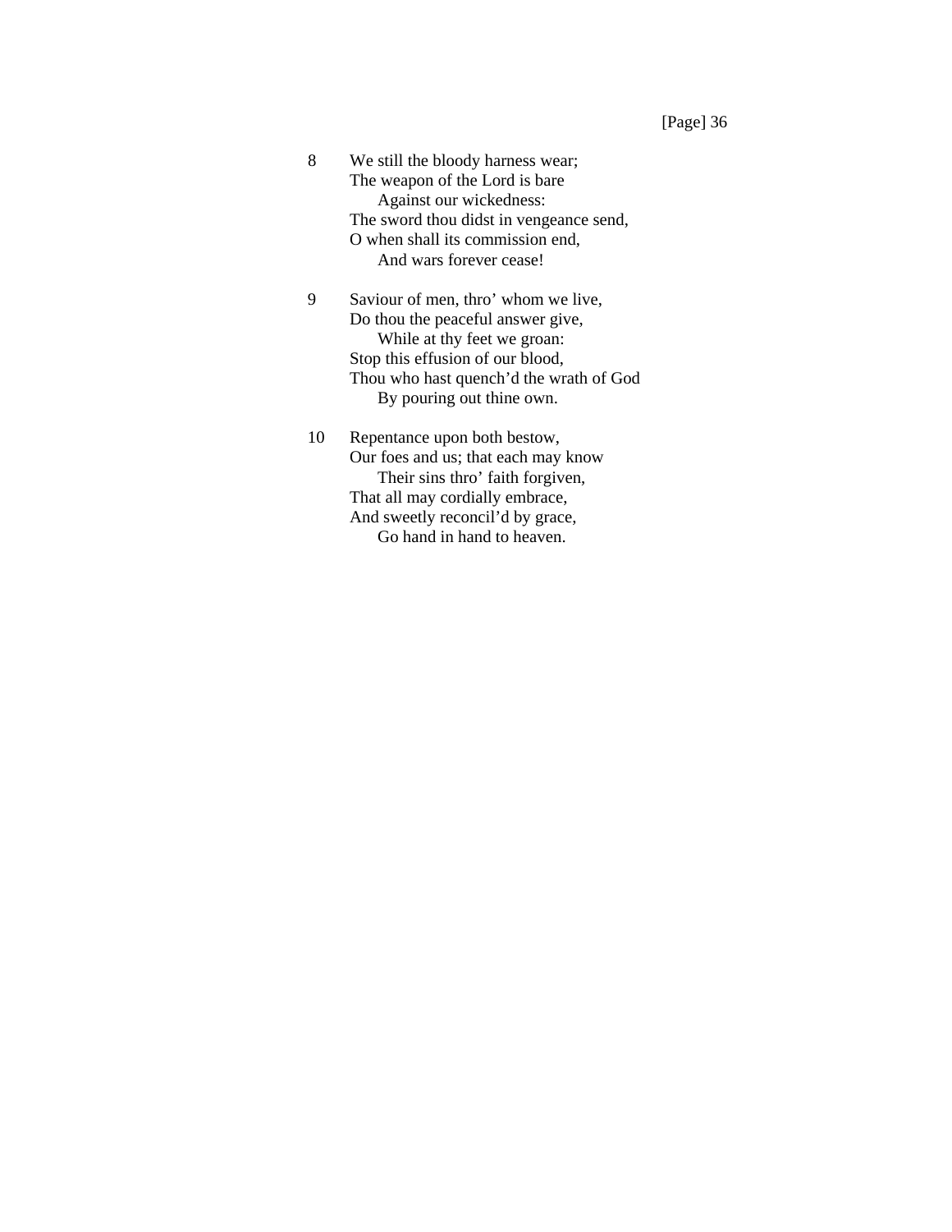8 We still the bloody harness wear;
The weapon of the Lord is bare
  Against our wickedness:
The sword thou didst in vengeance send,
O when shall its commission end,
  And wars forever cease!

9 Saviour of men, thro' whom we live,
Do thou the peaceful answer give,
  While at thy feet we groan:
Stop this effusion of our blood,
Thou who hast quench'd the wrath of God
  By pouring out thine own.

10 Repentance upon both bestow,
Our foes and us; that each may know
  Their sins thro' faith forgiven,
That all may cordially embrace,
And sweetly reconcil'd by grace,
  Go hand in hand to heaven.